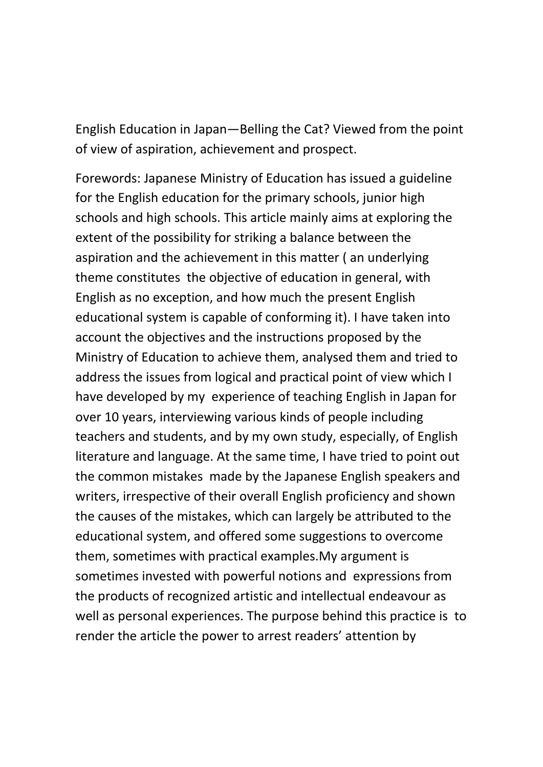# English Education in Japan—Belling the Cat? Viewed from the point of view of aspiration, achievement and prospect.

Forewords: Japanese Ministry of Education has issued a guideline for the English education for the primary schools, junior high schools and high schools. This article mainly aims at exploring the extent of the possibility for striking a balance between the aspiration and the achievement in this matter ( an underlying theme constitutes the objective of education in general, with English as no exception, and how much the present English educational system is capable of conforming it). I have taken into account the objectives and the instructions proposed by the Ministry of Education to achieve them, analysed them and tried to address the issues from logical and practical point of view which I have developed by my experience of teaching English in Japan for over 10 years, interviewing various kinds of people including teachers and students, and by my own study, especially, of English literature and language. At the same time, I have tried to point out the common mistakes made by the Japanese English speakers and writers, irrespective of their overall English proficiency and shown the causes of the mistakes, which can largely be attributed to the educational system, and offered some suggestions to overcome them, sometimes with practical examples.My argument is sometimes invested with powerful notions and expressions from the products of recognized artistic and intellectual endeavour as well as personal experiences. The purpose behind this practice is to render the article the power to arrest readers' attention by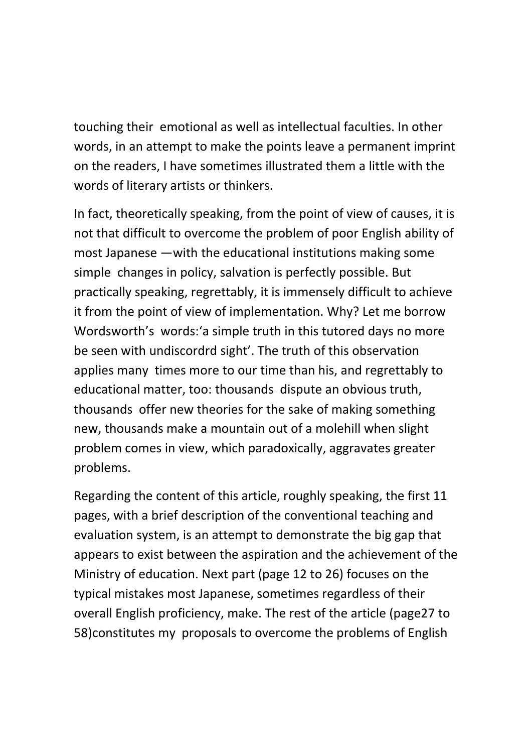touching their emotional as well as intellectual faculties. In other words, in an attempt to make the points leave a permanent imprint on the readers, I have sometimes illustrated them a little with the words of literary artists or thinkers.

In fact, theoretically speaking, from the point of view of causes, it is not that difficult to overcome the problem of poor English ability of most Japanese —with the educational institutions making some simple changes in policy, salvation is perfectly possible. But practically speaking, regrettably, it is immensely difficult to achieve it from the point of view of implementation. Why? Let me borrow Wordsworth's words:'a simple truth in this tutored days no more be seen with undiscordrd sight'. The truth of this observation applies many times more to our time than his, and regrettably to educational matter, too: thousands dispute an obvious truth, thousands offer new theories for the sake of making something new, thousands make a mountain out of a molehill when slight problem comes in view, which paradoxically, aggravates greater problems.

Regarding the content of this article, roughly speaking, the first 11 pages, with a brief description of the conventional teaching and evaluation system, is an attempt to demonstrate the big gap that appears to exist between the aspiration and the achievement of the Ministry of education. Next part (page 12 to 26) focuses on the typical mistakes most Japanese, sometimes regardless of their overall English proficiency, make. The rest of the article (page27 to 58)constitutes my proposals to overcome the problems of English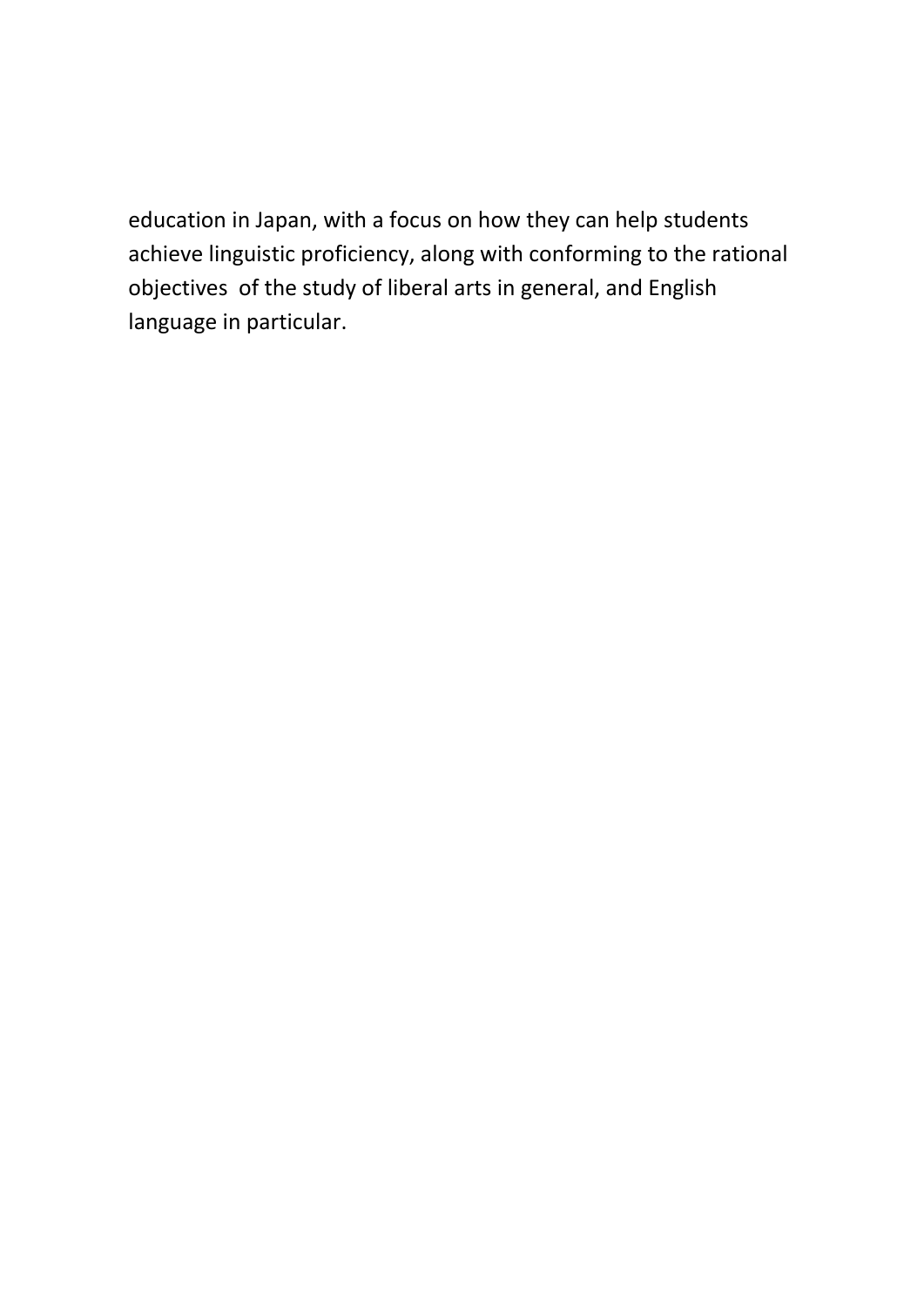education in Japan, with a focus on how they can help students achieve linguistic proficiency, along with conforming to the rational objectives of the study of liberal arts in general, and English language in particular.